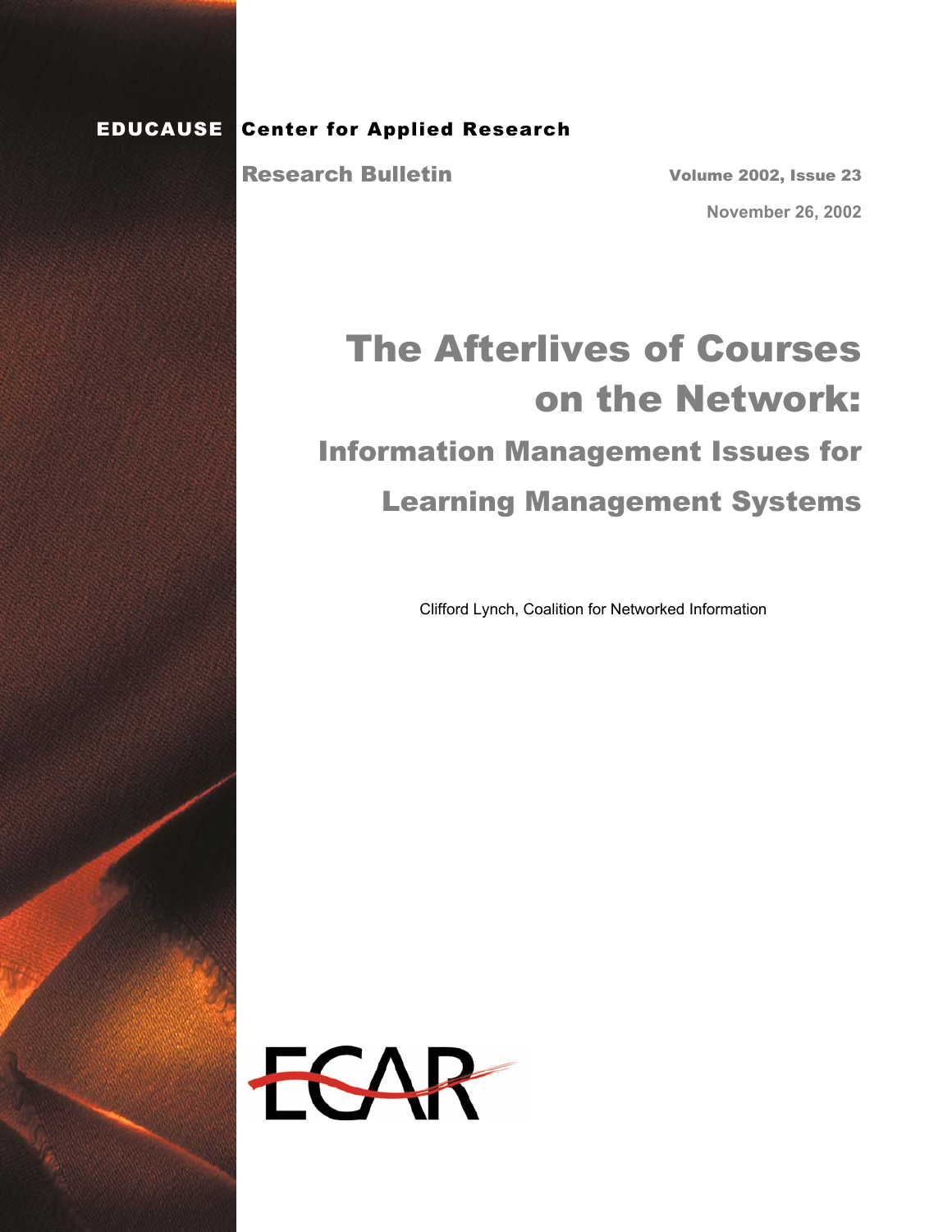**EDUCAUSE Center for Applied Research**

**Research Bulletin**

**Volume 2002, Issue 23**

**November 26, 2002**

# The Afterlives of Courses on the Network:

## Information Management Issues for Learning Management Systems

Clifford Lynch, Coalition for Networked Information

ECAR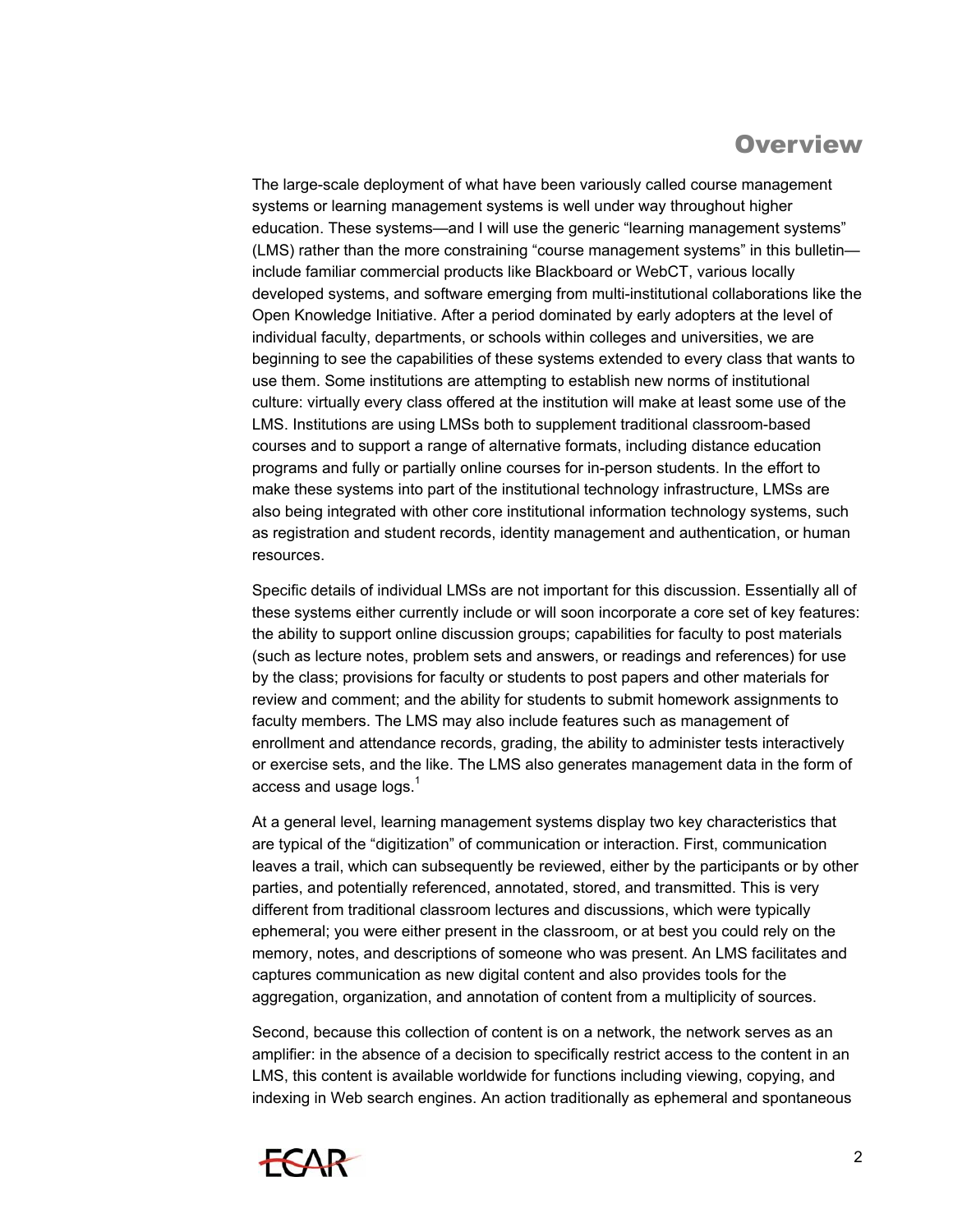# Overview

The large-scale deployment of what have been variously called course management systems or learning management systems is well under way throughout higher education. These systems—and I will use the generic “learning management systems” (LMS) rather than the more constraining “course management systems” in this bulletin—include familiar commercial products like Blackboard or WebCT, various locally developed systems, and software emerging from multi-institutional collaborations like the Open Knowledge Initiative. After a period dominated by early adopters at the level of individual faculty, departments, or schools within colleges and universities, we are beginning to see the capabilities of these systems extended to every class that wants to use them. Some institutions are attempting to establish new norms of institutional culture: virtually every class offered at the institution will make at least some use of the LMS. Institutions are using LMSs both to supplement traditional classroom-based courses and to support a range of alternative formats, including distance education programs and fully or partially online courses for in-person students. In the effort to make these systems into part of the institutional technology infrastructure, LMSs are also being integrated with other core institutional information technology systems, such as registration and student records, identity management and authentication, or human resources.

Specific details of individual LMSs are not important for this discussion. Essentially all of these systems either currently include or will soon incorporate a core set of key features: the ability to support online discussion groups; capabilities for faculty to post materials (such as lecture notes, problem sets and answers, or readings and references) for use by the class; provisions for faculty or students to post papers and other materials for review and comment; and the ability for students to submit homework assignments to faculty members. The LMS may also include features such as management of enrollment and attendance records, grading, the ability to administer tests interactively or exercise sets, and the like. The LMS also generates management data in the form of access and usage logs.[1]

At a general level, learning management systems display two key characteristics that are typical of the “digitization” of communication or interaction. First, communication leaves a trail, which can subsequently be reviewed, either by the participants or by other parties, and potentially referenced, annotated, stored, and transmitted. This is very different from traditional classroom lectures and discussions, which were typically ephemeral; you were either present in the classroom, or at best you could rely on the memory, notes, and descriptions of someone who was present. An LMS facilitates and captures communication as new digital content and also provides tools for the aggregation, organization, and annotation of content from a multiplicity of sources.

Second, because this collection of content is on a network, the network serves as an amplifier: in the absence of a decision to specifically restrict access to the content in an LMS, this content is available worldwide for functions including viewing, copying, and indexing in Web search engines. An action traditionally as ephemeral and spontaneous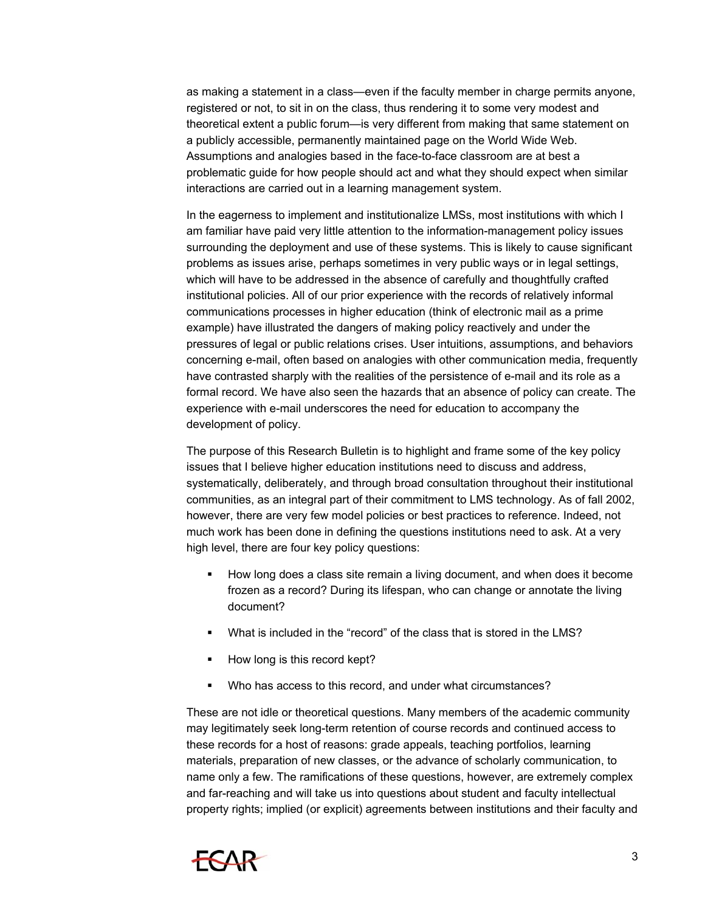as making a statement in a class—even if the faculty member in charge permits anyone, registered or not, to sit in on the class, thus rendering it to some very modest and theoretical extent a public forum—is very different from making that same statement on a publicly accessible, permanently maintained page on the World Wide Web. Assumptions and analogies based in the face-to-face classroom are at best a problematic guide for how people should act and what they should expect when similar interactions are carried out in a learning management system.

In the eagerness to implement and institutionalize LMSs, most institutions with which I am familiar have paid very little attention to the information-management policy issues surrounding the deployment and use of these systems. This is likely to cause significant problems as issues arise, perhaps sometimes in very public ways or in legal settings, which will have to be addressed in the absence of carefully and thoughtfully crafted institutional policies. All of our prior experience with the records of relatively informal communications processes in higher education (think of electronic mail as a prime example) have illustrated the dangers of making policy reactively and under the pressures of legal or public relations crises. User intuitions, assumptions, and behaviors concerning e-mail, often based on analogies with other communication media, frequently have contrasted sharply with the realities of the persistence of e-mail and its role as a formal record. We have also seen the hazards that an absence of policy can create. The experience with e-mail underscores the need for education to accompany the development of policy.

The purpose of this Research Bulletin is to highlight and frame some of the key policy issues that I believe higher education institutions need to discuss and address, systematically, deliberately, and through broad consultation throughout their institutional communities, as an integral part of their commitment to LMS technology. As of fall 2002, however, there are very few model policies or best practices to reference. Indeed, not much work has been done in defining the questions institutions need to ask. At a very high level, there are four key policy questions:

- How long does a class site remain a living document, and when does it become frozen as a record? During its lifespan, who can change or annotate the living document?
- What is included in the "record" of the class that is stored in the LMS?
- How long is this record kept?
- Who has access to this record, and under what circumstances?

These are not idle or theoretical questions. Many members of the academic community may legitimately seek long-term retention of course records and continued access to these records for a host of reasons: grade appeals, teaching portfolios, learning materials, preparation of new classes, or the advance of scholarly communication, to name only a few. The ramifications of these questions, however, are extremely complex and far-reaching and will take us into questions about student and faculty intellectual property rights; implied (or explicit) agreements between institutions and their faculty and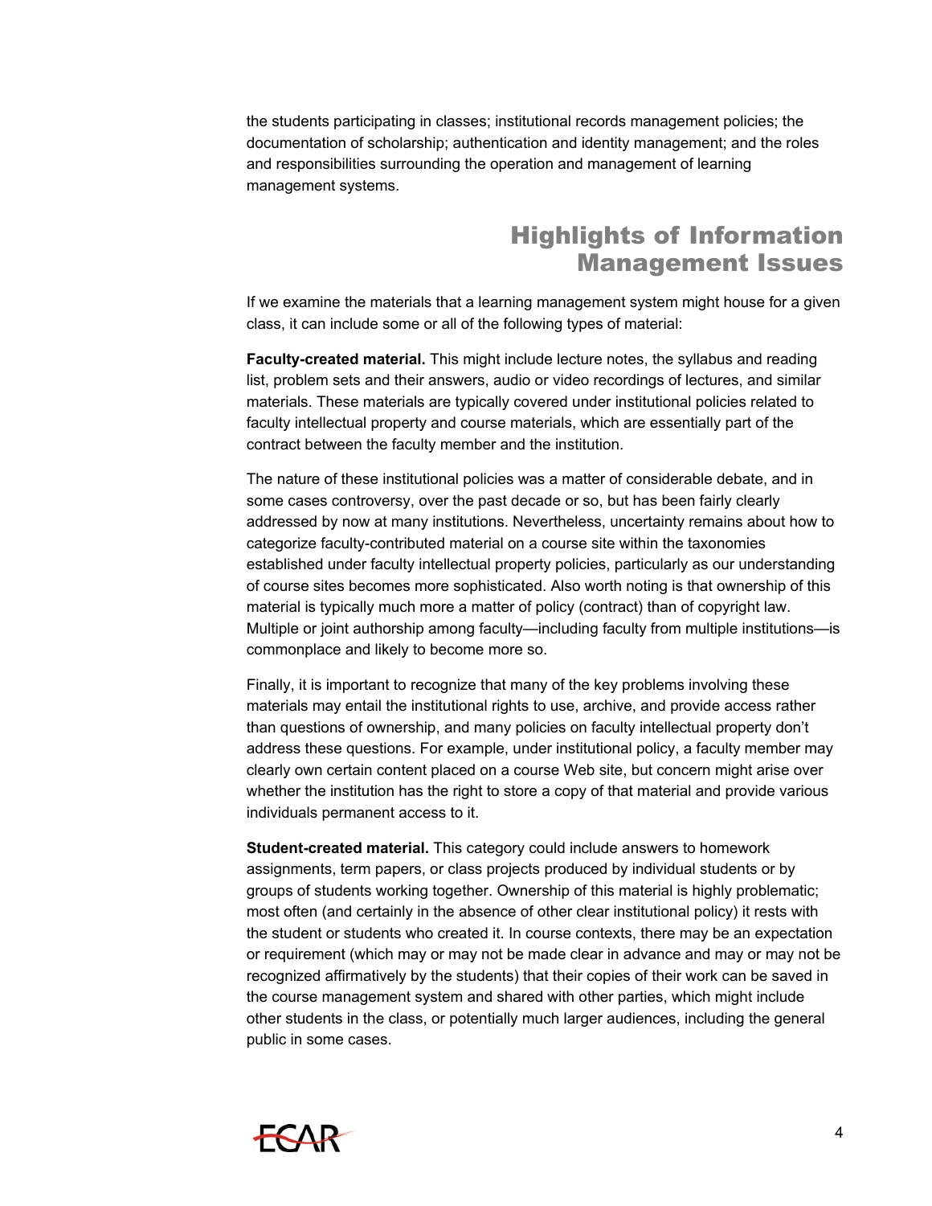the students participating in classes; institutional records management policies; the documentation of scholarship; authentication and identity management; and the roles and responsibilities surrounding the operation and management of learning management systems.

## Highlights of Information Management Issues

If we examine the materials that a learning management system might house for a given class, it can include some or all of the following types of material:

**Faculty-created material.** This might include lecture notes, the syllabus and reading list, problem sets and their answers, audio or video recordings of lectures, and similar materials. These materials are typically covered under institutional policies related to faculty intellectual property and course materials, which are essentially part of the contract between the faculty member and the institution.

The nature of these institutional policies was a matter of considerable debate, and in some cases controversy, over the past decade or so, but has been fairly clearly addressed by now at many institutions. Nevertheless, uncertainty remains about how to categorize faculty-contributed material on a course site within the taxonomies established under faculty intellectual property policies, particularly as our understanding of course sites becomes more sophisticated. Also worth noting is that ownership of this material is typically much more a matter of policy (contract) than of copyright law. Multiple or joint authorship among faculty—including faculty from multiple institutions—is commonplace and likely to become more so.

Finally, it is important to recognize that many of the key problems involving these materials may entail the institutional rights to use, archive, and provide access rather than questions of ownership, and many policies on faculty intellectual property don't address these questions. For example, under institutional policy, a faculty member may clearly own certain content placed on a course Web site, but concern might arise over whether the institution has the right to store a copy of that material and provide various individuals permanent access to it.

**Student-created material.** This category could include answers to homework assignments, term papers, or class projects produced by individual students or by groups of students working together. Ownership of this material is highly problematic; most often (and certainly in the absence of other clear institutional policy) it rests with the student or students who created it. In course contexts, there may be an expectation or requirement (which may or may not be made clear in advance and may or may not be recognized affirmatively by the students) that their copies of their work can be saved in the course management system and shared with other parties, which might include other students in the class, or potentially much larger audiences, including the general public in some cases.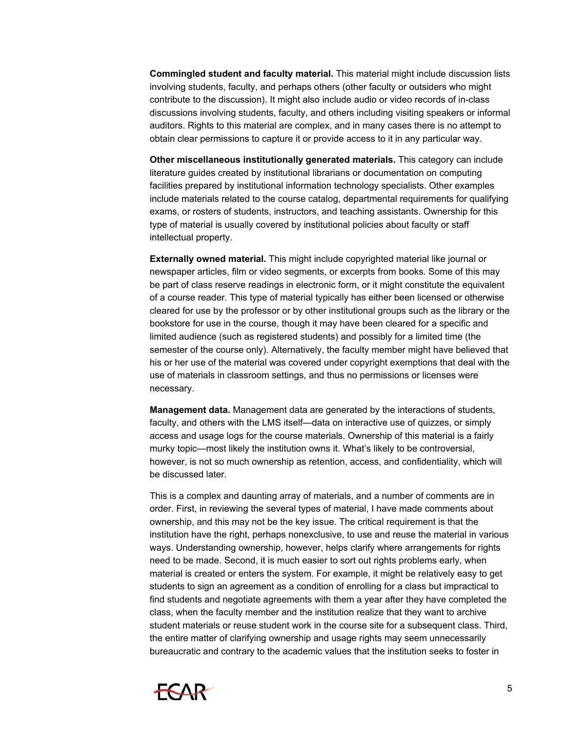**Commingled student and faculty material.** This material might include discussion lists involving students, faculty, and perhaps others (other faculty or outsiders who might contribute to the discussion). It might also include audio or video records of in-class discussions involving students, faculty, and others including visiting speakers or informal auditors. Rights to this material are complex, and in many cases there is no attempt to obtain clear permissions to capture it or provide access to it in any particular way.

**Other miscellaneous institutionally generated materials.** This category can include literature guides created by institutional librarians or documentation on computing facilities prepared by institutional information technology specialists. Other examples include materials related to the course catalog, departmental requirements for qualifying exams, or rosters of students, instructors, and teaching assistants. Ownership for this type of material is usually covered by institutional policies about faculty or staff intellectual property.

**Externally owned material.** This might include copyrighted material like journal or newspaper articles, film or video segments, or excerpts from books. Some of this may be part of class reserve readings in electronic form, or it might constitute the equivalent of a course reader. This type of material typically has either been licensed or otherwise cleared for use by the professor or by other institutional groups such as the library or the bookstore for use in the course, though it may have been cleared for a specific and limited audience (such as registered students) and possibly for a limited time (the semester of the course only). Alternatively, the faculty member might have believed that his or her use of the material was covered under copyright exemptions that deal with the use of materials in classroom settings, and thus no permissions or licenses were necessary.

**Management data.** Management data are generated by the interactions of students, faculty, and others with the LMS itself—data on interactive use of quizzes, or simply access and usage logs for the course materials. Ownership of this material is a fairly murky topic—most likely the institution owns it. What's likely to be controversial, however, is not so much ownership as retention, access, and confidentiality, which will be discussed later.

This is a complex and daunting array of materials, and a number of comments are in order. First, in reviewing the several types of material, I have made comments about ownership, and this may not be the key issue. The critical requirement is that the institution have the right, perhaps nonexclusive, to use and reuse the material in various ways. Understanding ownership, however, helps clarify where arrangements for rights need to be made. Second, it is much easier to sort out rights problems early, when material is created or enters the system. For example, it might be relatively easy to get students to sign an agreement as a condition of enrolling for a class but impractical to find students and negotiate agreements with them a year after they have completed the class, when the faculty member and the institution realize that they want to archive student materials or reuse student work in the course site for a subsequent class. Third, the entire matter of clarifying ownership and usage rights may seem unnecessarily bureaucratic and contrary to the academic values that the institution seeks to foster in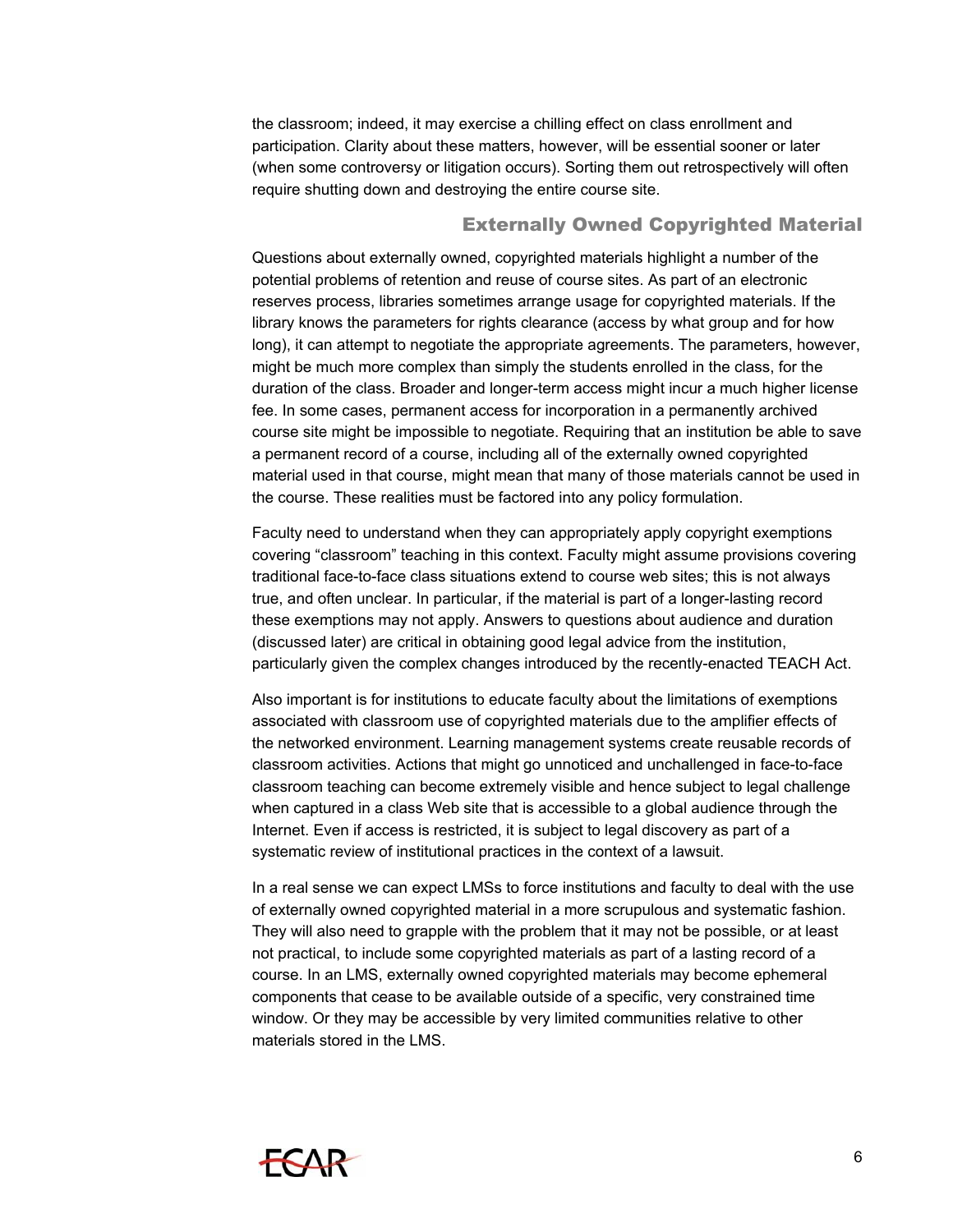the classroom; indeed, it may exercise a chilling effect on class enrollment and participation. Clarity about these matters, however, will be essential sooner or later (when some controversy or litigation occurs). Sorting them out retrospectively will often require shutting down and destroying the entire course site.

### Externally Owned Copyrighted Material

Questions about externally owned, copyrighted materials highlight a number of the potential problems of retention and reuse of course sites. As part of an electronic reserves process, libraries sometimes arrange usage for copyrighted materials. If the library knows the parameters for rights clearance (access by what group and for how long), it can attempt to negotiate the appropriate agreements. The parameters, however, might be much more complex than simply the students enrolled in the class, for the duration of the class. Broader and longer-term access might incur a much higher license fee. In some cases, permanent access for incorporation in a permanently archived course site might be impossible to negotiate. Requiring that an institution be able to save a permanent record of a course, including all of the externally owned copyrighted material used in that course, might mean that many of those materials cannot be used in the course. These realities must be factored into any policy formulation.

Faculty need to understand when they can appropriately apply copyright exemptions covering "classroom" teaching in this context. Faculty might assume provisions covering traditional face-to-face class situations extend to course web sites; this is not always true, and often unclear. In particular, if the material is part of a longer-lasting record these exemptions may not apply. Answers to questions about audience and duration (discussed later) are critical in obtaining good legal advice from the institution, particularly given the complex changes introduced by the recently-enacted TEACH Act.

Also important is for institutions to educate faculty about the limitations of exemptions associated with classroom use of copyrighted materials due to the amplifier effects of the networked environment. Learning management systems create reusable records of classroom activities. Actions that might go unnoticed and unchallenged in face-to-face classroom teaching can become extremely visible and hence subject to legal challenge when captured in a class Web site that is accessible to a global audience through the Internet. Even if access is restricted, it is subject to legal discovery as part of a systematic review of institutional practices in the context of a lawsuit.

In a real sense we can expect LMSs to force institutions and faculty to deal with the use of externally owned copyrighted material in a more scrupulous and systematic fashion. They will also need to grapple with the problem that it may not be possible, or at least not practical, to include some copyrighted materials as part of a lasting record of a course. In an LMS, externally owned copyrighted materials may become ephemeral components that cease to be available outside of a specific, very constrained time window. Or they may be accessible by very limited communities relative to other materials stored in the LMS.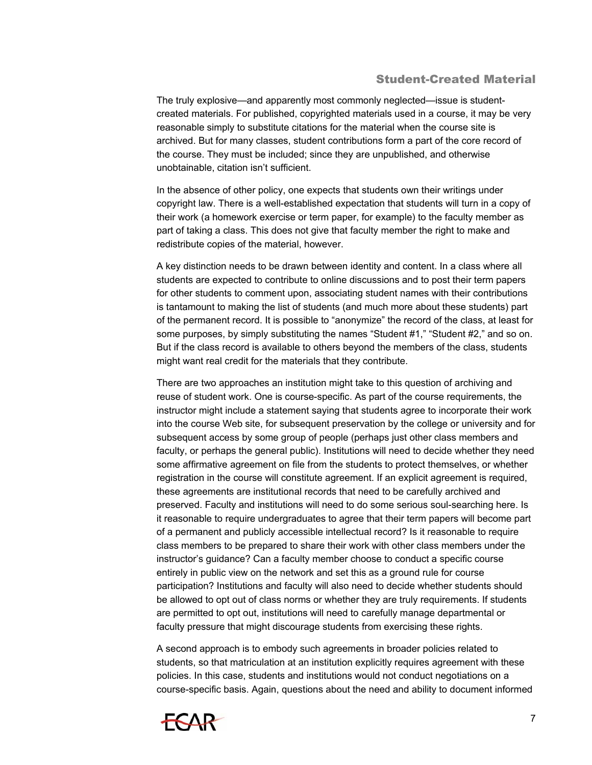## Student-Created Material

The truly explosive—and apparently most commonly neglected—issue is student-created materials. For published, copyrighted materials used in a course, it may be very reasonable simply to substitute citations for the material when the course site is archived. But for many classes, student contributions form a part of the core record of the course. They must be included; since they are unpublished, and otherwise unobtainable, citation isn't sufficient.

In the absence of other policy, one expects that students own their writings under copyright law. There is a well-established expectation that students will turn in a copy of their work (a homework exercise or term paper, for example) to the faculty member as part of taking a class. This does not give that faculty member the right to make and redistribute copies of the material, however.

A key distinction needs to be drawn between identity and content. In a class where all students are expected to contribute to online discussions and to post their term papers for other students to comment upon, associating student names with their contributions is tantamount to making the list of students (and much more about these students) part of the permanent record. It is possible to "anonymize" the record of the class, at least for some purposes, by simply substituting the names "Student #1," "Student #2," and so on. But if the class record is available to others beyond the members of the class, students might want real credit for the materials that they contribute.

There are two approaches an institution might take to this question of archiving and reuse of student work. One is course-specific. As part of the course requirements, the instructor might include a statement saying that students agree to incorporate their work into the course Web site, for subsequent preservation by the college or university and for subsequent access by some group of people (perhaps just other class members and faculty, or perhaps the general public). Institutions will need to decide whether they need some affirmative agreement on file from the students to protect themselves, or whether registration in the course will constitute agreement. If an explicit agreement is required, these agreements are institutional records that need to be carefully archived and preserved. Faculty and institutions will need to do some serious soul-searching here. Is it reasonable to require undergraduates to agree that their term papers will become part of a permanent and publicly accessible intellectual record? Is it reasonable to require class members to be prepared to share their work with other class members under the instructor's guidance? Can a faculty member choose to conduct a specific course entirely in public view on the network and set this as a ground rule for course participation? Institutions and faculty will also need to decide whether students should be allowed to opt out of class norms or whether they are truly requirements. If students are permitted to opt out, institutions will need to carefully manage departmental or faculty pressure that might discourage students from exercising these rights.

A second approach is to embody such agreements in broader policies related to students, so that matriculation at an institution explicitly requires agreement with these policies. In this case, students and institutions would not conduct negotiations on a course-specific basis. Again, questions about the need and ability to document informed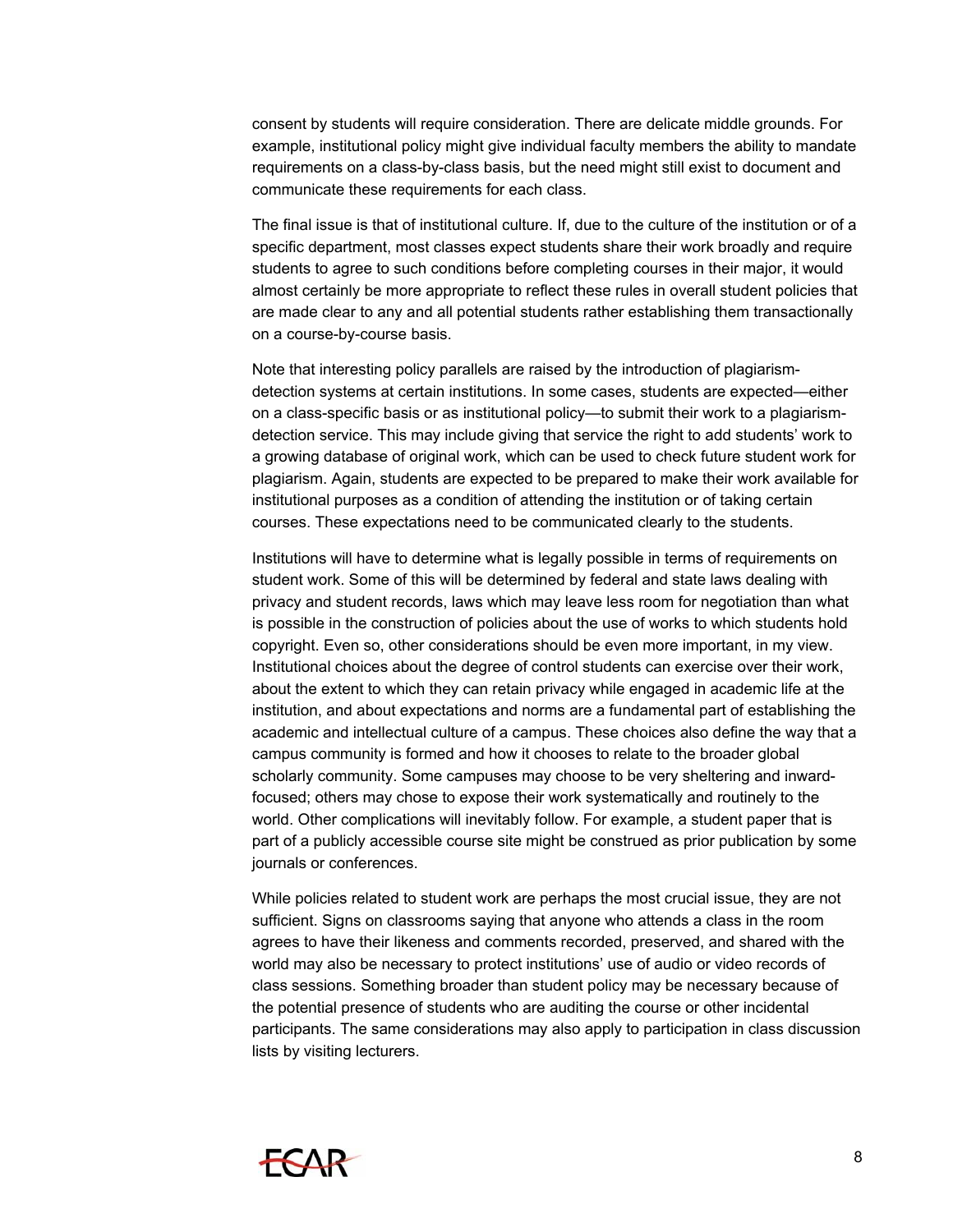consent by students will require consideration. There are delicate middle grounds. For example, institutional policy might give individual faculty members the ability to mandate requirements on a class-by-class basis, but the need might still exist to document and communicate these requirements for each class.

The final issue is that of institutional culture. If, due to the culture of the institution or of a specific department, most classes expect students share their work broadly and require students to agree to such conditions before completing courses in their major, it would almost certainly be more appropriate to reflect these rules in overall student policies that are made clear to any and all potential students rather establishing them transactionally on a course-by-course basis.

Note that interesting policy parallels are raised by the introduction of plagiarism-detection systems at certain institutions. In some cases, students are expected—either on a class-specific basis or as institutional policy—to submit their work to a plagiarism-detection service. This may include giving that service the right to add students' work to a growing database of original work, which can be used to check future student work for plagiarism. Again, students are expected to be prepared to make their work available for institutional purposes as a condition of attending the institution or of taking certain courses. These expectations need to be communicated clearly to the students.

Institutions will have to determine what is legally possible in terms of requirements on student work. Some of this will be determined by federal and state laws dealing with privacy and student records, laws which may leave less room for negotiation than what is possible in the construction of policies about the use of works to which students hold copyright. Even so, other considerations should be even more important, in my view. Institutional choices about the degree of control students can exercise over their work, about the extent to which they can retain privacy while engaged in academic life at the institution, and about expectations and norms are a fundamental part of establishing the academic and intellectual culture of a campus. These choices also define the way that a campus community is formed and how it chooses to relate to the broader global scholarly community. Some campuses may choose to be very sheltering and inward-focused; others may chose to expose their work systematically and routinely to the world. Other complications will inevitably follow. For example, a student paper that is part of a publicly accessible course site might be construed as prior publication by some journals or conferences.

While policies related to student work are perhaps the most crucial issue, they are not sufficient. Signs on classrooms saying that anyone who attends a class in the room agrees to have their likeness and comments recorded, preserved, and shared with the world may also be necessary to protect institutions' use of audio or video records of class sessions. Something broader than student policy may be necessary because of the potential presence of students who are auditing the course or other incidental participants. The same considerations may also apply to participation in class discussion lists by visiting lecturers.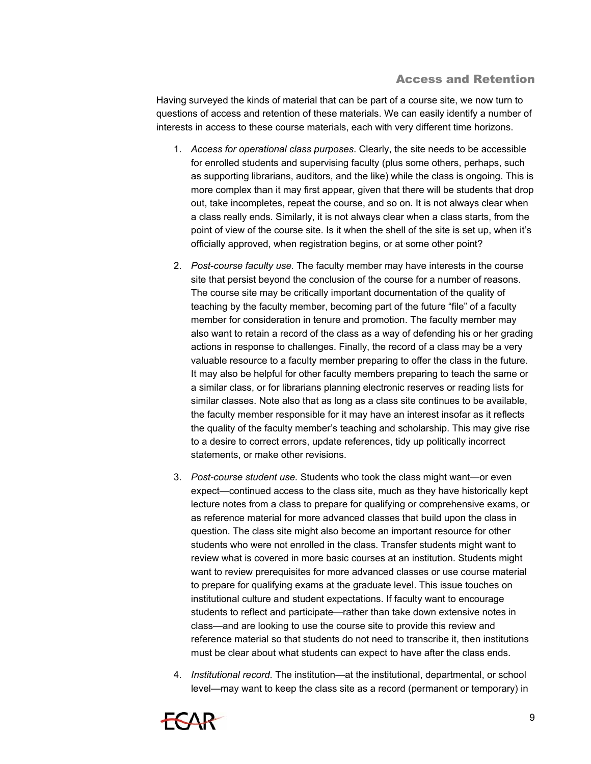## Access and Retention

Having surveyed the kinds of material that can be part of a course site, we now turn to questions of access and retention of these materials. We can easily identify a number of interests in access to these course materials, each with very different time horizons.

1. *Access for operational class purposes*. Clearly, the site needs to be accessible for enrolled students and supervising faculty (plus some others, perhaps, such as supporting librarians, auditors, and the like) while the class is ongoing. This is more complex than it may first appear, given that there will be students that drop out, take incompletes, repeat the course, and so on. It is not always clear when a class really ends. Similarly, it is not always clear when a class starts, from the point of view of the course site. Is it when the shell of the site is set up, when it's officially approved, when registration begins, or at some other point?

2. *Post-course faculty use.* The faculty member may have interests in the course site that persist beyond the conclusion of the course for a number of reasons. The course site may be critically important documentation of the quality of teaching by the faculty member, becoming part of the future "file" of a faculty member for consideration in tenure and promotion. The faculty member may also want to retain a record of the class as a way of defending his or her grading actions in response to challenges. Finally, the record of a class may be a very valuable resource to a faculty member preparing to offer the class in the future. It may also be helpful for other faculty members preparing to teach the same or a similar class, or for librarians planning electronic reserves or reading lists for similar classes. Note also that as long as a class site continues to be available, the faculty member responsible for it may have an interest insofar as it reflects the quality of the faculty member's teaching and scholarship. This may give rise to a desire to correct errors, update references, tidy up politically incorrect statements, or make other revisions.

3. *Post-course student use.* Students who took the class might want—or even expect—continued access to the class site, much as they have historically kept lecture notes from a class to prepare for qualifying or comprehensive exams, or as reference material for more advanced classes that build upon the class in question. The class site might also become an important resource for other students who were not enrolled in the class. Transfer students might want to review what is covered in more basic courses at an institution. Students might want to review prerequisites for more advanced classes or use course material to prepare for qualifying exams at the graduate level. This issue touches on institutional culture and student expectations. If faculty want to encourage students to reflect and participate—rather than take down extensive notes in class—and are looking to use the course site to provide this review and reference material so that students do not need to transcribe it, then institutions must be clear about what students can expect to have after the class ends.

4. *Institutional record.* The institution—at the institutional, departmental, or school level—may want to keep the class site as a record (permanent or temporary) in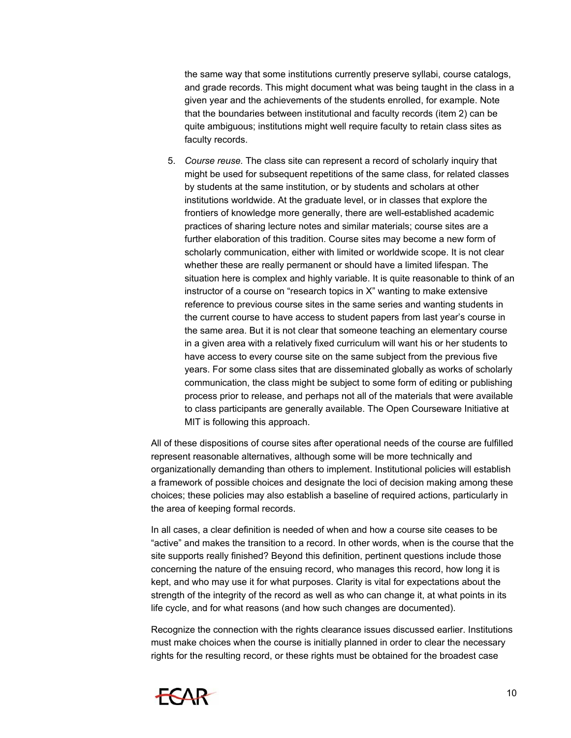the same way that some institutions currently preserve syllabi, course catalogs, and grade records. This might document what was being taught in the class in a given year and the achievements of the students enrolled, for example. Note that the boundaries between institutional and faculty records (item 2) can be quite ambiguous; institutions might well require faculty to retain class sites as faculty records.

5. *Course reuse.* The class site can represent a record of scholarly inquiry that might be used for subsequent repetitions of the same class, for related classes by students at the same institution, or by students and scholars at other institutions worldwide. At the graduate level, or in classes that explore the frontiers of knowledge more generally, there are well-established academic practices of sharing lecture notes and similar materials; course sites are a further elaboration of this tradition. Course sites may become a new form of scholarly communication, either with limited or worldwide scope. It is not clear whether these are really permanent or should have a limited lifespan. The situation here is complex and highly variable. It is quite reasonable to think of an instructor of a course on "research topics in X" wanting to make extensive reference to previous course sites in the same series and wanting students in the current course to have access to student papers from last year's course in the same area. But it is not clear that someone teaching an elementary course in a given area with a relatively fixed curriculum will want his or her students to have access to every course site on the same subject from the previous five years. For some class sites that are disseminated globally as works of scholarly communication, the class might be subject to some form of editing or publishing process prior to release, and perhaps not all of the materials that were available to class participants are generally available. The Open Courseware Initiative at MIT is following this approach.

All of these dispositions of course sites after operational needs of the course are fulfilled represent reasonable alternatives, although some will be more technically and organizationally demanding than others to implement. Institutional policies will establish a framework of possible choices and designate the loci of decision making among these choices; these policies may also establish a baseline of required actions, particularly in the area of keeping formal records.

In all cases, a clear definition is needed of when and how a course site ceases to be "active" and makes the transition to a record. In other words, when is the course that the site supports really finished? Beyond this definition, pertinent questions include those concerning the nature of the ensuing record, who manages this record, how long it is kept, and who may use it for what purposes. Clarity is vital for expectations about the strength of the integrity of the record as well as who can change it, at what points in its life cycle, and for what reasons (and how such changes are documented).

Recognize the connection with the rights clearance issues discussed earlier. Institutions must make choices when the course is initially planned in order to clear the necessary rights for the resulting record, or these rights must be obtained for the broadest case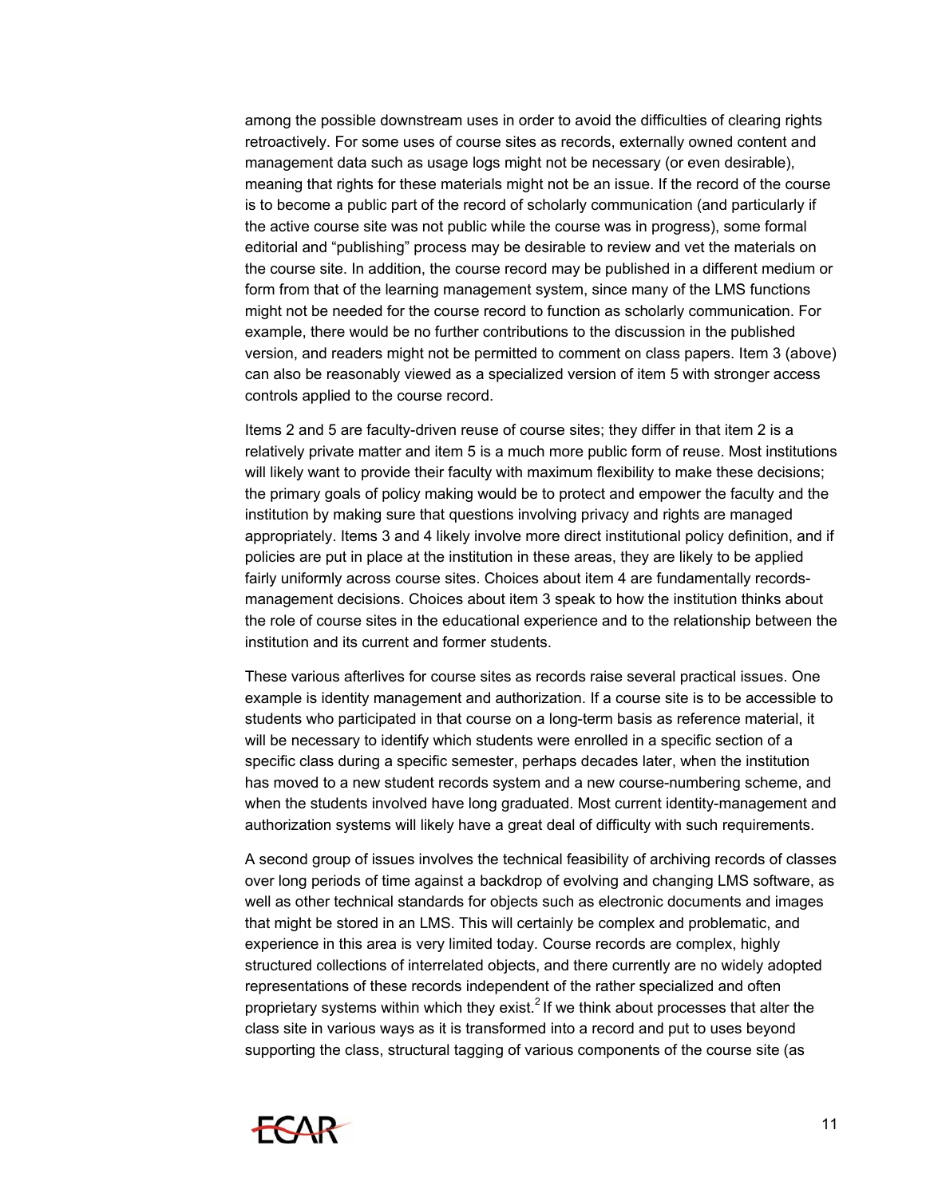among the possible downstream uses in order to avoid the difficulties of clearing rights retroactively. For some uses of course sites as records, externally owned content and management data such as usage logs might not be necessary (or even desirable), meaning that rights for these materials might not be an issue. If the record of the course is to become a public part of the record of scholarly communication (and particularly if the active course site was not public while the course was in progress), some formal editorial and "publishing" process may be desirable to review and vet the materials on the course site. In addition, the course record may be published in a different medium or form from that of the learning management system, since many of the LMS functions might not be needed for the course record to function as scholarly communication. For example, there would be no further contributions to the discussion in the published version, and readers might not be permitted to comment on class papers. Item 3 (above) can also be reasonably viewed as a specialized version of item 5 with stronger access controls applied to the course record.

Items 2 and 5 are faculty-driven reuse of course sites; they differ in that item 2 is a relatively private matter and item 5 is a much more public form of reuse. Most institutions will likely want to provide their faculty with maximum flexibility to make these decisions; the primary goals of policy making would be to protect and empower the faculty and the institution by making sure that questions involving privacy and rights are managed appropriately. Items 3 and 4 likely involve more direct institutional policy definition, and if policies are put in place at the institution in these areas, they are likely to be applied fairly uniformly across course sites. Choices about item 4 are fundamentally records-management decisions. Choices about item 3 speak to how the institution thinks about the role of course sites in the educational experience and to the relationship between the institution and its current and former students.

These various afterlives for course sites as records raise several practical issues. One example is identity management and authorization. If a course site is to be accessible to students who participated in that course on a long-term basis as reference material, it will be necessary to identify which students were enrolled in a specific section of a specific class during a specific semester, perhaps decades later, when the institution has moved to a new student records system and a new course-numbering scheme, and when the students involved have long graduated. Most current identity-management and authorization systems will likely have a great deal of difficulty with such requirements.

A second group of issues involves the technical feasibility of archiving records of classes over long periods of time against a backdrop of evolving and changing LMS software, as well as other technical standards for objects such as electronic documents and images that might be stored in an LMS. This will certainly be complex and problematic, and experience in this area is very limited today. Course records are complex, highly structured collections of interrelated objects, and there currently are no widely adopted representations of these records independent of the rather specialized and often proprietary systems within which they exist.[2] If we think about processes that alter the class site in various ways as it is transformed into a record and put to uses beyond supporting the class, structural tagging of various components of the course site (as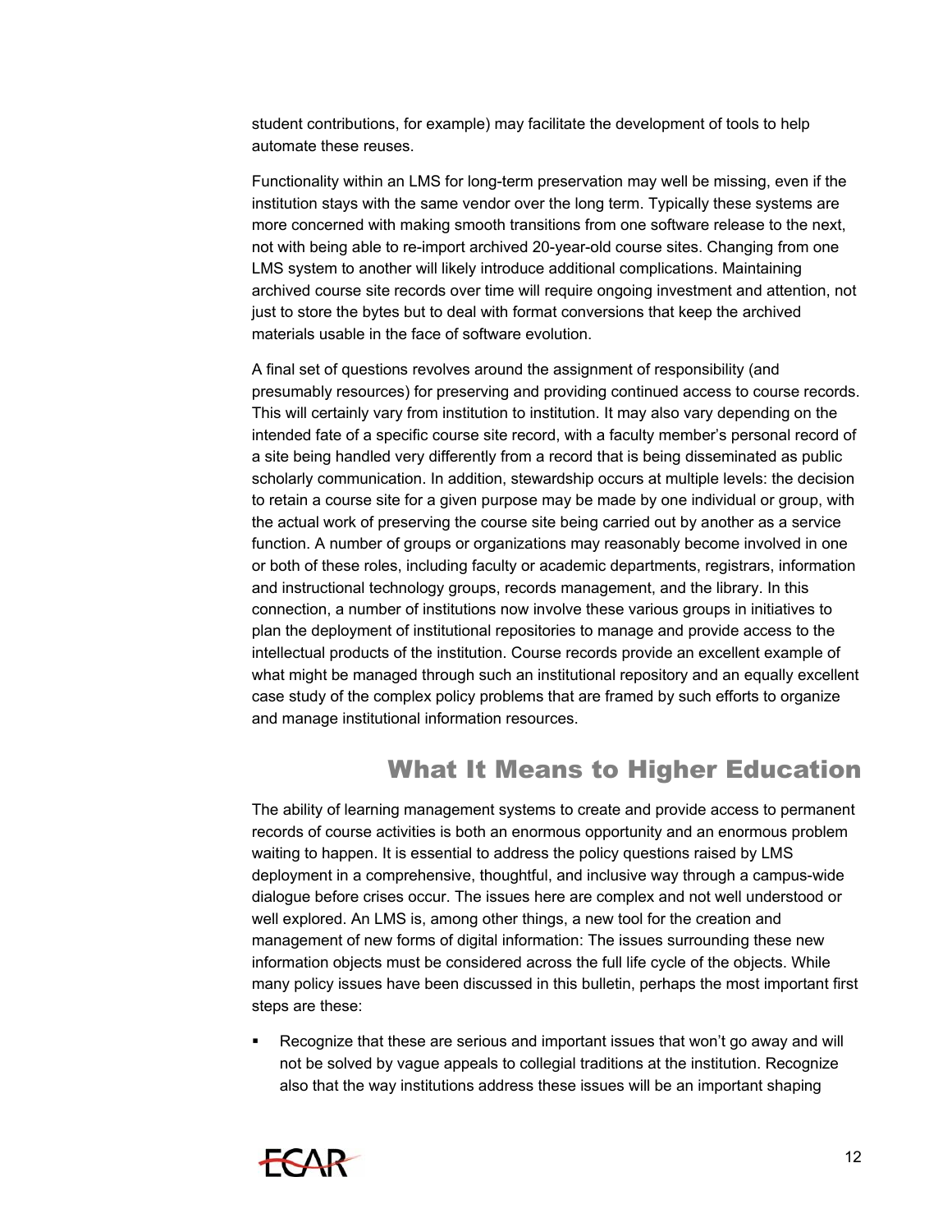student contributions, for example) may facilitate the development of tools to help automate these reuses.

Functionality within an LMS for long-term preservation may well be missing, even if the institution stays with the same vendor over the long term. Typically these systems are more concerned with making smooth transitions from one software release to the next, not with being able to re-import archived 20-year-old course sites. Changing from one LMS system to another will likely introduce additional complications. Maintaining archived course site records over time will require ongoing investment and attention, not just to store the bytes but to deal with format conversions that keep the archived materials usable in the face of software evolution.

A final set of questions revolves around the assignment of responsibility (and presumably resources) for preserving and providing continued access to course records. This will certainly vary from institution to institution. It may also vary depending on the intended fate of a specific course site record, with a faculty member's personal record of a site being handled very differently from a record that is being disseminated as public scholarly communication. In addition, stewardship occurs at multiple levels: the decision to retain a course site for a given purpose may be made by one individual or group, with the actual work of preserving the course site being carried out by another as a service function. A number of groups or organizations may reasonably become involved in one or both of these roles, including faculty or academic departments, registrars, information and instructional technology groups, records management, and the library. In this connection, a number of institutions now involve these various groups in initiatives to plan the deployment of institutional repositories to manage and provide access to the intellectual products of the institution. Course records provide an excellent example of what might be managed through such an institutional repository and an equally excellent case study of the complex policy problems that are framed by such efforts to organize and manage institutional information resources.

## What It Means to Higher Education

The ability of learning management systems to create and provide access to permanent records of course activities is both an enormous opportunity and an enormous problem waiting to happen. It is essential to address the policy questions raised by LMS deployment in a comprehensive, thoughtful, and inclusive way through a campus-wide dialogue before crises occur. The issues here are complex and not well understood or well explored. An LMS is, among other things, a new tool for the creation and management of new forms of digital information: The issues surrounding these new information objects must be considered across the full life cycle of the objects. While many policy issues have been discussed in this bulletin, perhaps the most important first steps are these:

- Recognize that these are serious and important issues that won't go away and will not be solved by vague appeals to collegial traditions at the institution. Recognize also that the way institutions address these issues will be an important shaping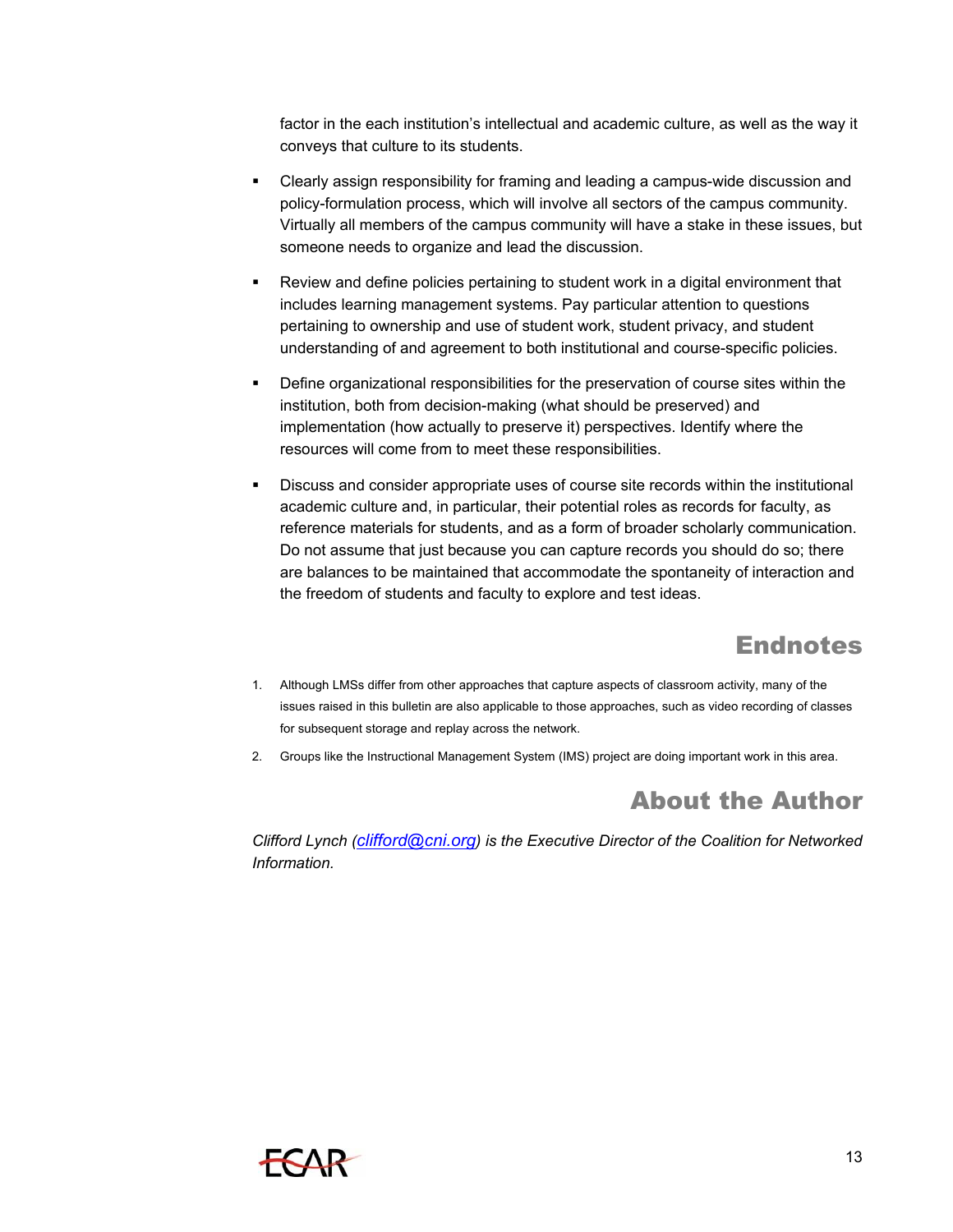factor in the each institution's intellectual and academic culture, as well as the way it conveys that culture to its students.

- Clearly assign responsibility for framing and leading a campus-wide discussion and policy-formulation process, which will involve all sectors of the campus community. Virtually all members of the campus community will have a stake in these issues, but someone needs to organize and lead the discussion.
- Review and define policies pertaining to student work in a digital environment that includes learning management systems. Pay particular attention to questions pertaining to ownership and use of student work, student privacy, and student understanding of and agreement to both institutional and course-specific policies.
- Define organizational responsibilities for the preservation of course sites within the institution, both from decision-making (what should be preserved) and implementation (how actually to preserve it) perspectives. Identify where the resources will come from to meet these responsibilities.
- Discuss and consider appropriate uses of course site records within the institutional academic culture and, in particular, their potential roles as records for faculty, as reference materials for students, and as a form of broader scholarly communication. Do not assume that just because you can capture records you should do so; there are balances to be maintained that accommodate the spontaneity of interaction and the freedom of students and faculty to explore and test ideas.

## Endnotes

1. Although LMSs differ from other approaches that capture aspects of classroom activity, many of the issues raised in this bulletin are also applicable to those approaches, such as video recording of classes for subsequent storage and replay across the network.
2. Groups like the Instructional Management System (IMS) project are doing important work in this area.

## About the Author

*Clifford Lynch (clifford@cni.org) is the Executive Director of the Coalition for Networked Information.*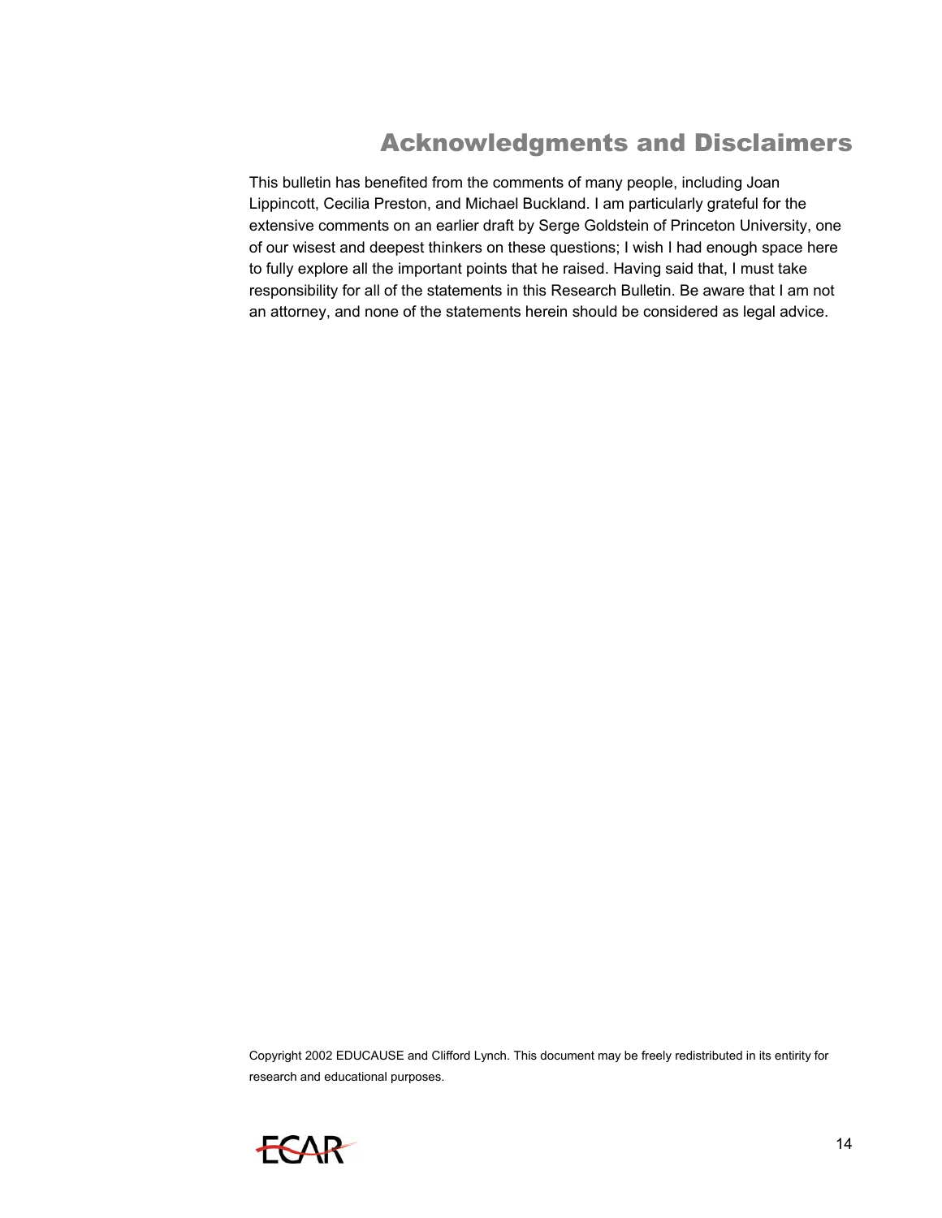## Acknowledgments and Disclaimers

This bulletin has benefited from the comments of many people, including Joan Lippincott, Cecilia Preston, and Michael Buckland. I am particularly grateful for the extensive comments on an earlier draft by Serge Goldstein of Princeton University, one of our wisest and deepest thinkers on these questions; I wish I had enough space here to fully explore all the important points that he raised. Having said that, I must take responsibility for all of the statements in this Research Bulletin. Be aware that I am not an attorney, and none of the statements herein should be considered as legal advice.

Copyright 2002 EDUCAUSE and Clifford Lynch. This document may be freely redistributed in its entirity for research and educational purposes.